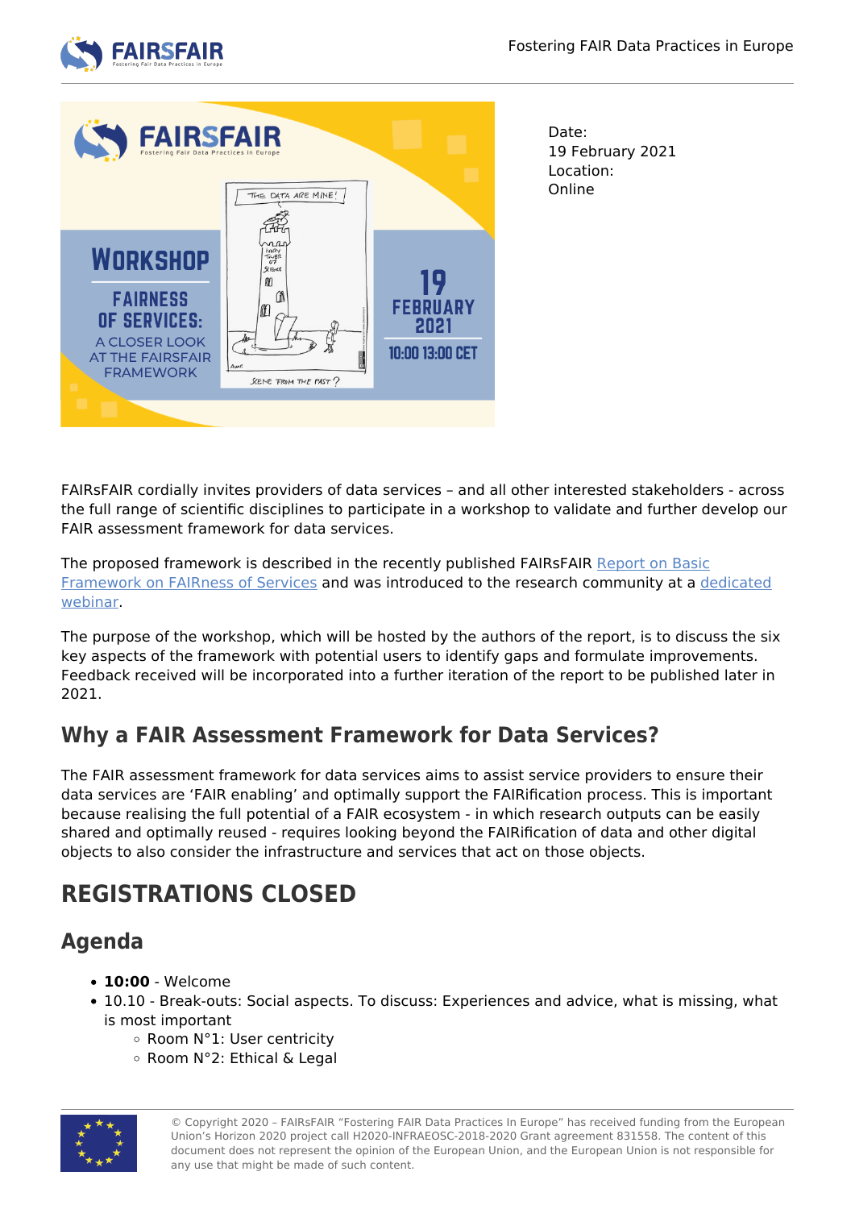Date:
19 February 2021
Location:
Online

FAIRsFAIR cordially invites providers of data services – and all other interested stakeholders - across the full range of scientific disciplines to participate in a workshop to validate and further develop our FAIR assessment framework for data services.

The proposed framework is described in the recently published FAIRsFAIR Report on Basic Framework on FAIRness of Services and was introduced to the research community at a dedicated webinar.

The purpose of the workshop, which will be hosted by the authors of the report, is to discuss the six key aspects of the framework with potential users to identify gaps and formulate improvements. Feedback received will be incorporated into a further iteration of the report to be published later in 2021.

## Why a FAIR Assessment Framework for Data Services?

The FAIR assessment framework for data services aims to assist service providers to ensure their data services are 'FAIR enabling' and optimally support the FAIRification process. This is important because realising the full potential of a FAIR ecosystem - in which research outputs can be easily shared and optimally reused - requires looking beyond the FAIRification of data and other digital objects to also consider the infrastructure and services that act on those objects.

# REGISTRATIONS CLOSED

## Agenda

- **10:00** - Welcome
- 10.10 - Break-outs: Social aspects. To discuss: Experiences and advice, what is missing, what is most important
  - Room N°1: User centricity
  - Room N°2: Ethical & Legal

© Copyright 2020 – FAIRsFAIR "Fostering FAIR Data Practices In Europe" has received funding from the European Union's Horizon 2020 project call H2020-INFRAEOSC-2018-2020 Grant agreement 831558. The content of this document does not represent the opinion of the European Union, and the European Union is not responsible for any use that might be made of such content.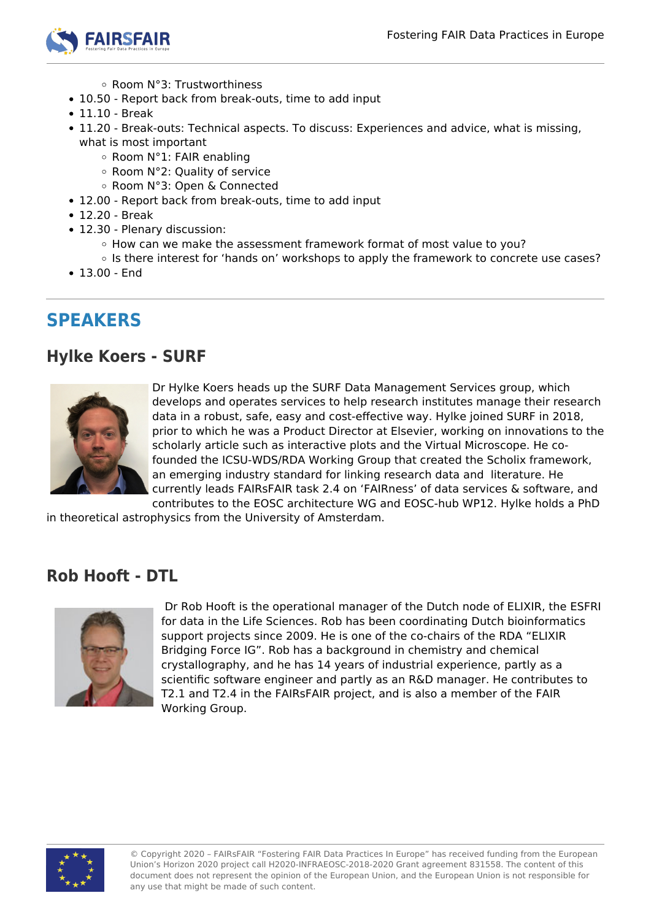- Room N°3: Trustworthiness
- 10.50 - Report back from break-outs, time to add input
- 11.10 - Break
- 11.20 - Break-outs: Technical aspects. To discuss: Experiences and advice, what is missing, what is most important
    - Room N°1: FAIR enabling
    - Room N°2: Quality of service
    - Room N°3: Open & Connected
- 12.00 - Report back from break-outs, time to add input
- 12.20 - Break
- 12.30 - Plenary discussion:
    - How can we make the assessment framework format of most value to you?
    - Is there interest for 'hands on' workshops to apply the framework to concrete use cases?
- 13.00 - End

# SPEAKERS

## Hylke Koers - SURF

Dr Hylke Koers heads up the SURF Data Management Services group, which develops and operates services to help research institutes manage their research data in a robust, safe, easy and cost-effective way. Hylke joined SURF in 2018, prior to which he was a Product Director at Elsevier, working on innovations to the scholarly article such as interactive plots and the Virtual Microscope. He co-founded the ICSU-WDS/RDA Working Group that created the Scholix framework, an emerging industry standard for linking research data and literature. He currently leads FAIRsFAIR task 2.4 on 'FAIRness' of data services & software, and contributes to the EOSC architecture WG and EOSC-hub WP12. Hylke holds a PhD in theoretical astrophysics from the University of Amsterdam.

## Rob Hooft - DTL

Dr Rob Hooft is the operational manager of the Dutch node of ELIXIR, the ESFRI for data in the Life Sciences. Rob has been coordinating Dutch bioinformatics support projects since 2009. He is one of the co-chairs of the RDA "ELIXIR Bridging Force IG". Rob has a background in chemistry and chemical crystallography, and he has 14 years of industrial experience, partly as a scientific software engineer and partly as an R&D manager. He contributes to T2.1 and T2.4 in the FAIRsFAIR project, and is also a member of the FAIR Working Group.